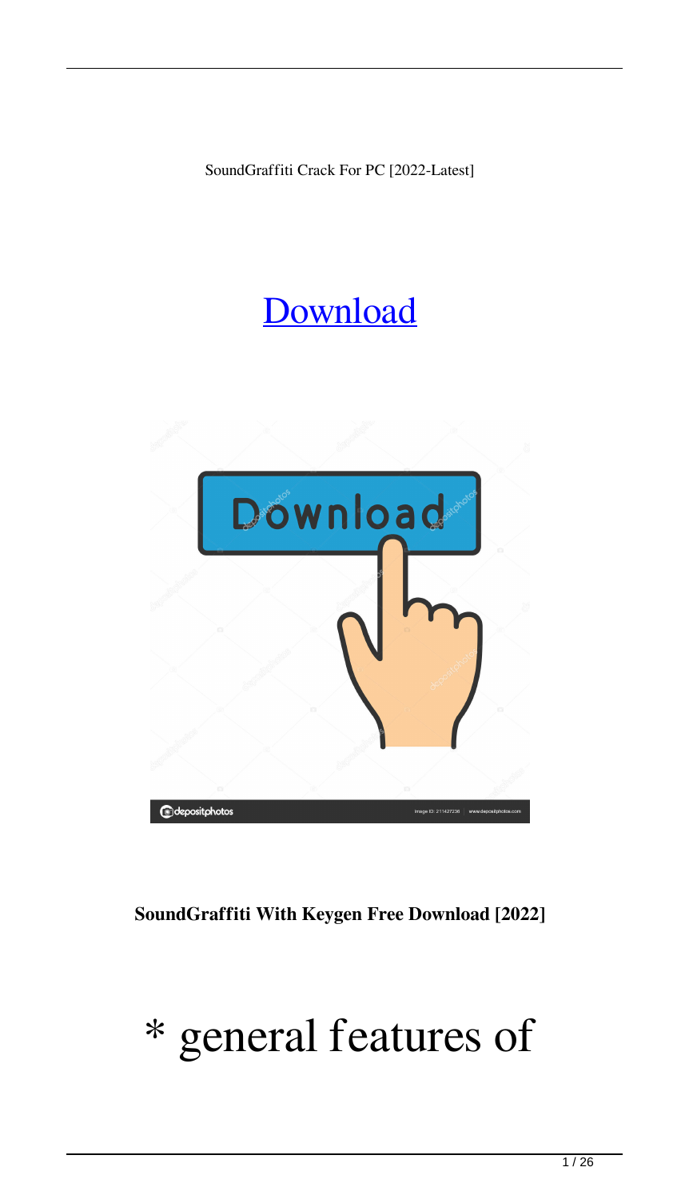SoundGraffiti Crack For PC [2022-Latest]

# Download

**SoundGraffiti With Keygen Free Download [2022]**

# * general features of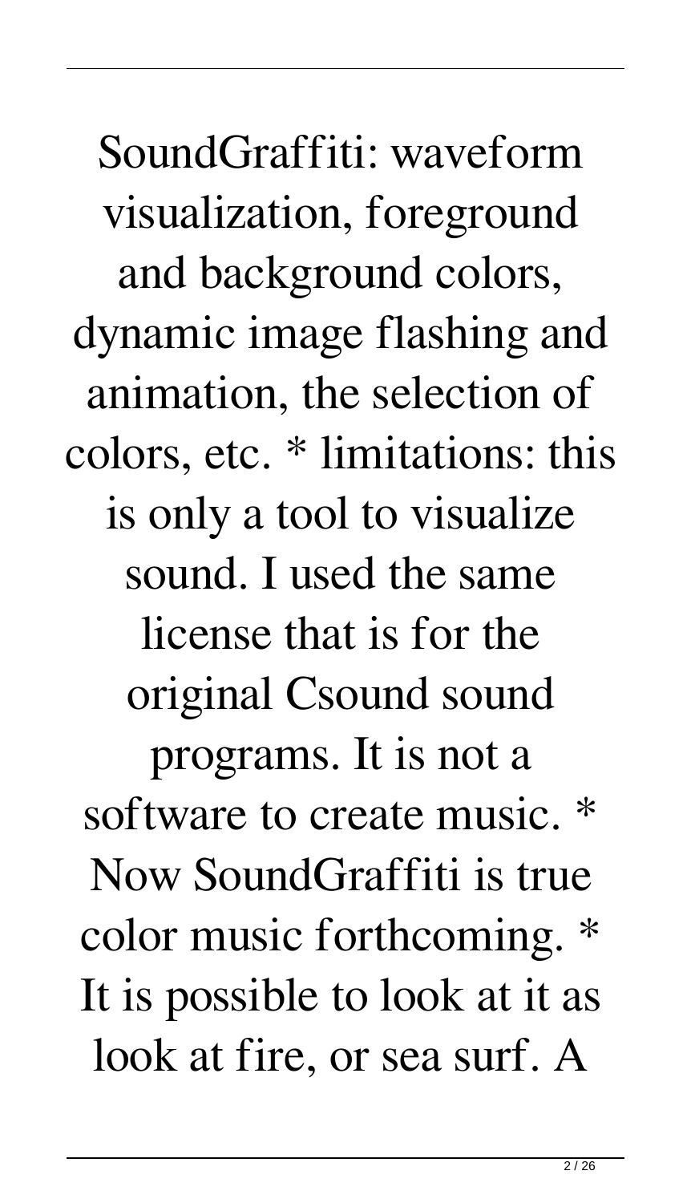SoundGraffiti: waveform visualization, foreground and background colors, dynamic image flashing and animation, the selection of colors, etc. * limitations: this is only a tool to visualize sound. I used the same license that is for the original Csound sound programs. It is not a software to create music. * Now SoundGraffiti is true color music forthcoming. * It is possible to look at it as look at fire, or sea surf. A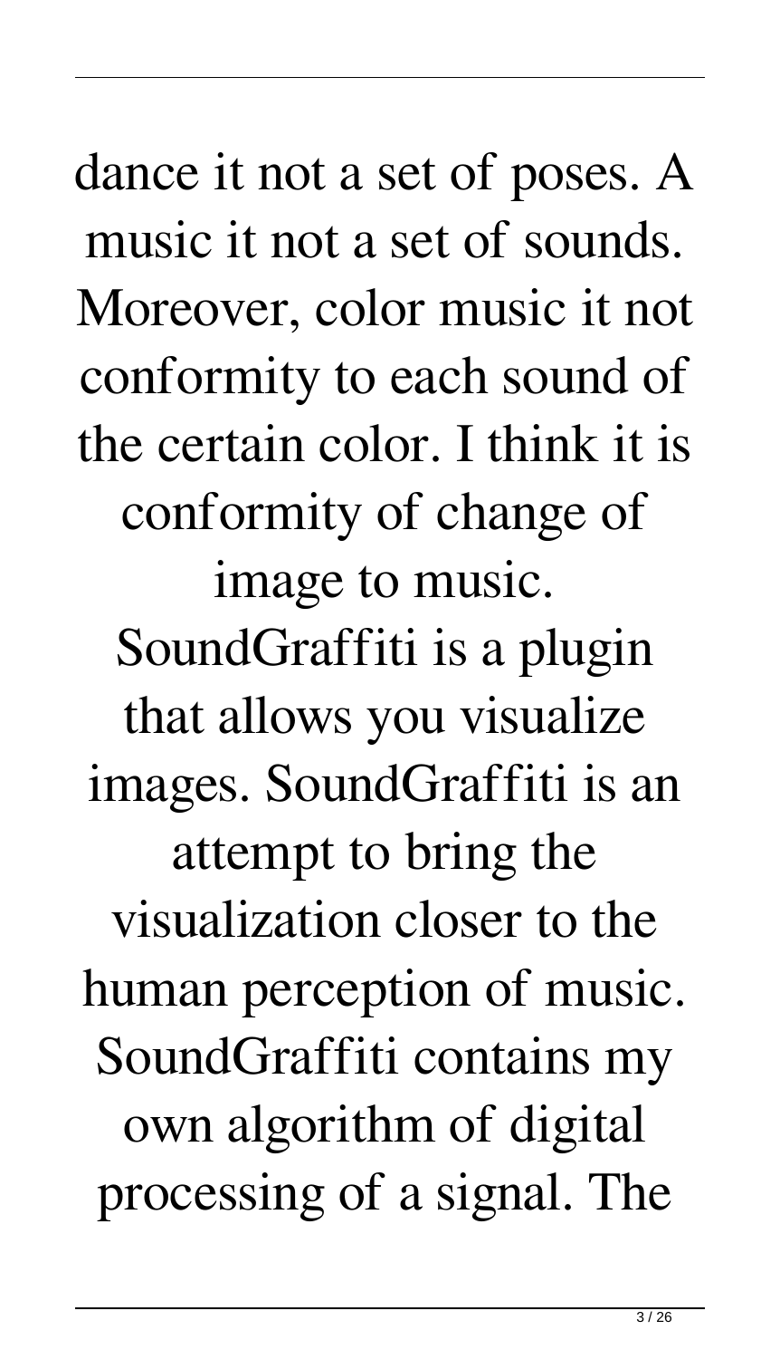dance it not a set of poses. A music it not a set of sounds. Moreover, color music it not conformity to each sound of the certain color. I think it is conformity of change of image to music. SoundGraffiti is a plugin that allows you visualize images. SoundGraffiti is an attempt to bring the visualization closer to the human perception of music. SoundGraffiti contains my own algorithm of digital processing of a signal. The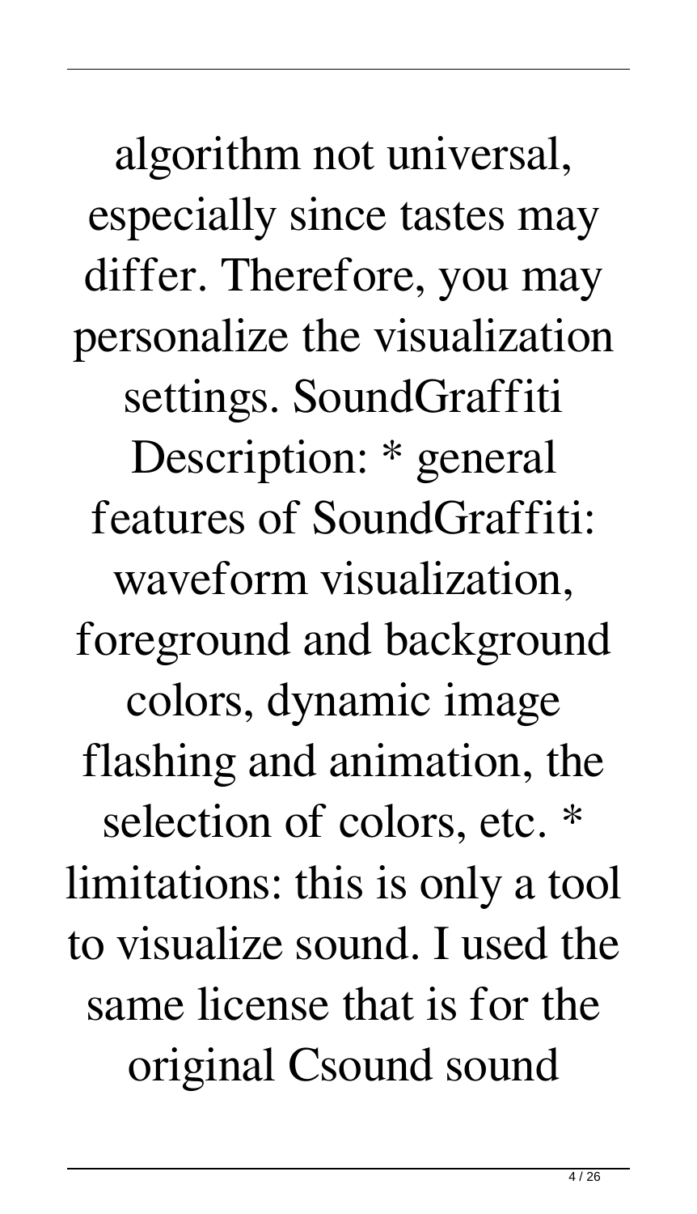algorithm not universal, especially since tastes may differ. Therefore, you may personalize the visualization settings. SoundGraffiti Description: * general features of SoundGraffiti: waveform visualization, foreground and background colors, dynamic image flashing and animation, the selection of colors, etc. * limitations: this is only a tool to visualize sound. I used the same license that is for the original Csound sound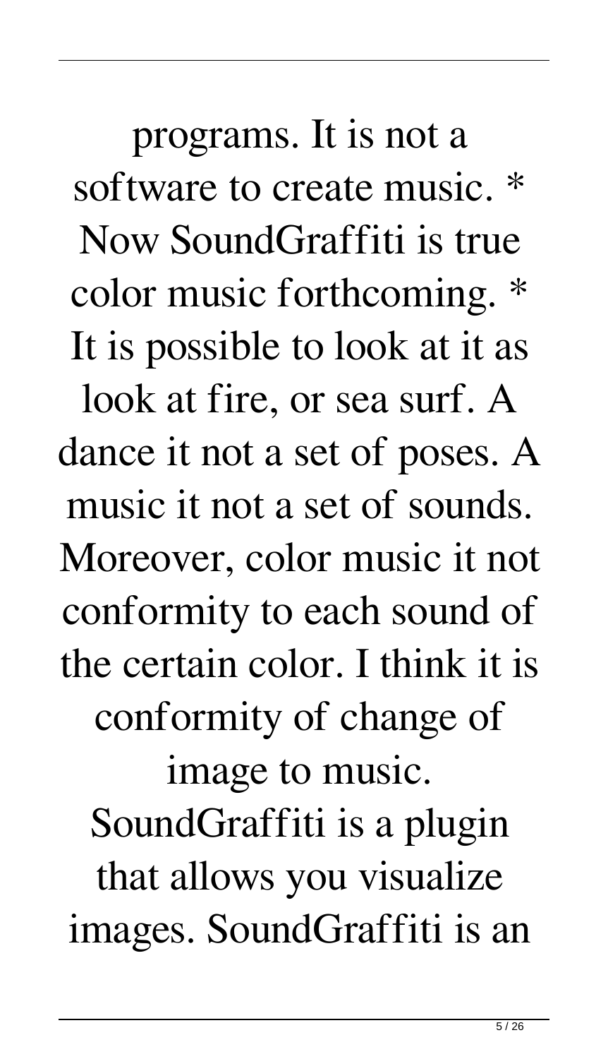programs. It is not a software to create music. * Now SoundGraffiti is true color music forthcoming. * It is possible to look at it as look at fire, or sea surf. A dance it not a set of poses. A music it not a set of sounds. Moreover, color music it not conformity to each sound of the certain color. I think it is conformity of change of image to music. SoundGraffiti is a plugin that allows you visualize images. SoundGraffiti is an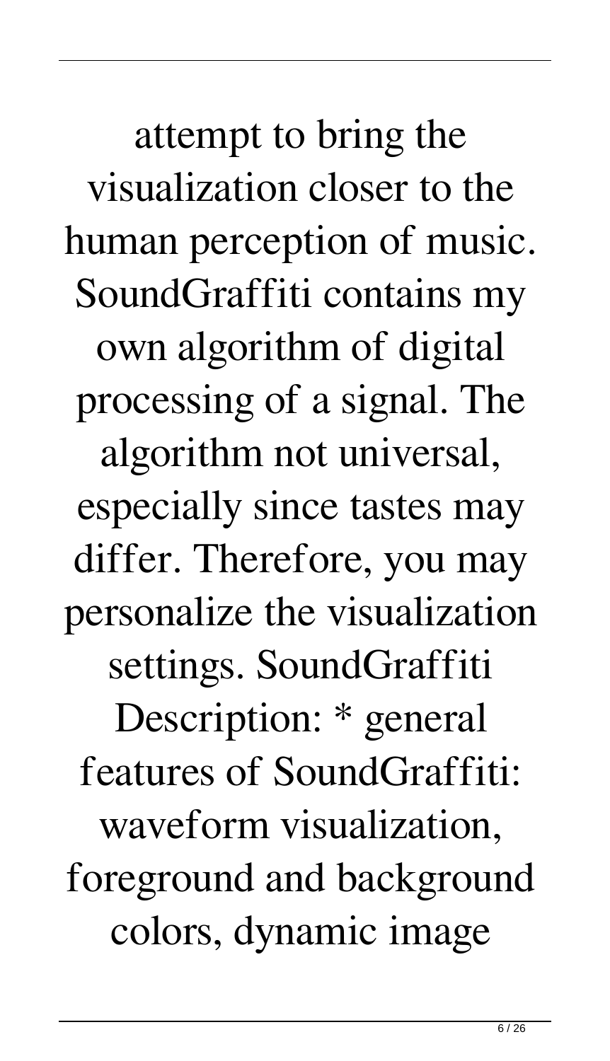attempt to bring the visualization closer to the human perception of music. SoundGraffiti contains my own algorithm of digital processing of a signal. The algorithm not universal, especially since tastes may differ. Therefore, you may personalize the visualization settings. SoundGraffiti Description: * general features of SoundGraffiti: waveform visualization, foreground and background colors, dynamic image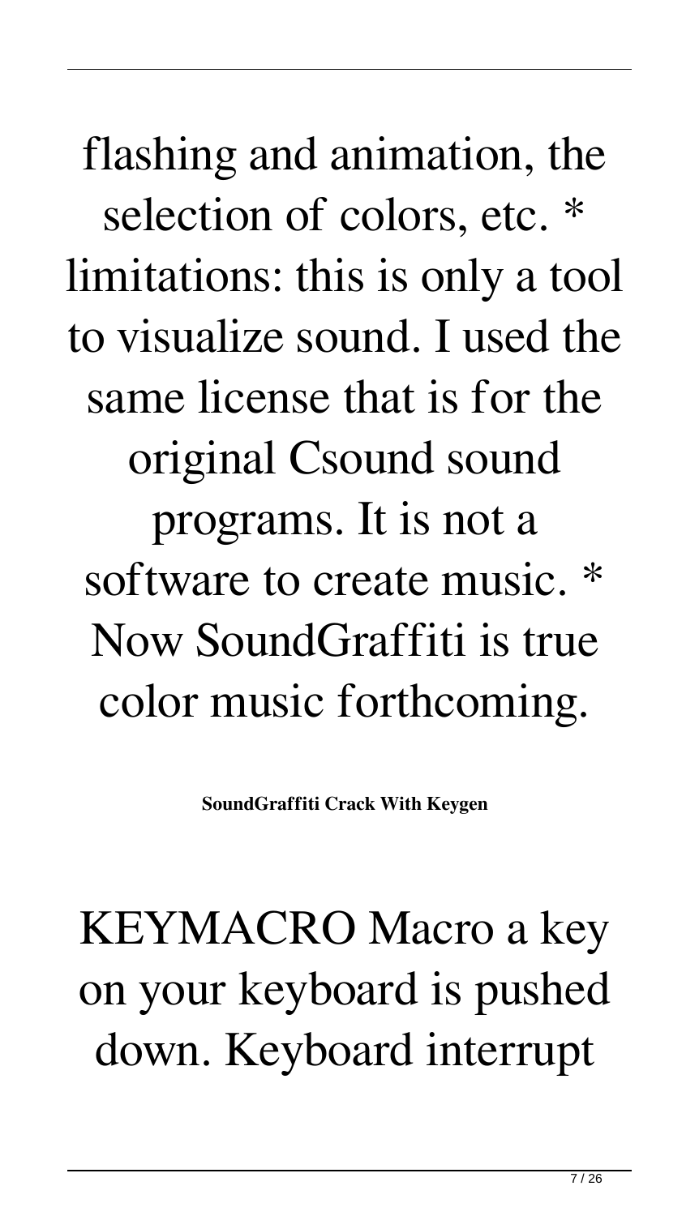flashing and animation, the selection of colors, etc. * limitations: this is only a tool to visualize sound. I used the same license that is for the original Csound sound programs. It is not a software to create music. * Now SoundGraffiti is true color music forthcoming.

**SoundGraffiti Crack With Keygen**

KEYMACRO Macro a key on your keyboard is pushed down. Keyboard interrupt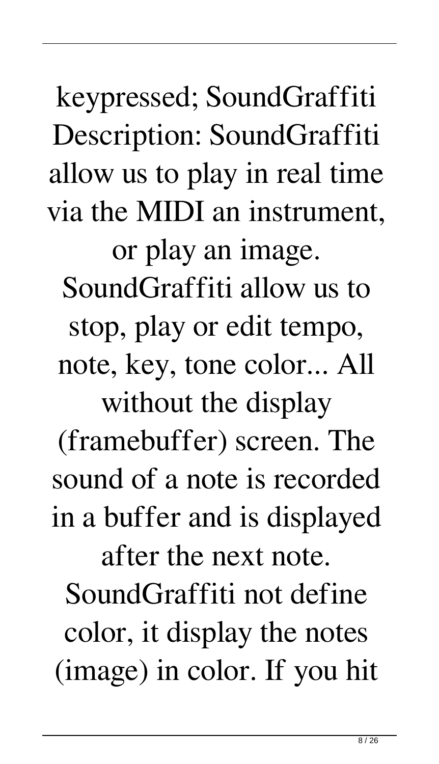keypressed; SoundGraffiti Description: SoundGraffiti allow us to play in real time via the MIDI an instrument, or play an image. SoundGraffiti allow us to stop, play or edit tempo, note, key, tone color... All without the display (framebuffer) screen. The sound of a note is recorded in a buffer and is displayed after the next note. SoundGraffiti not define color, it display the notes (image) in color. If you hit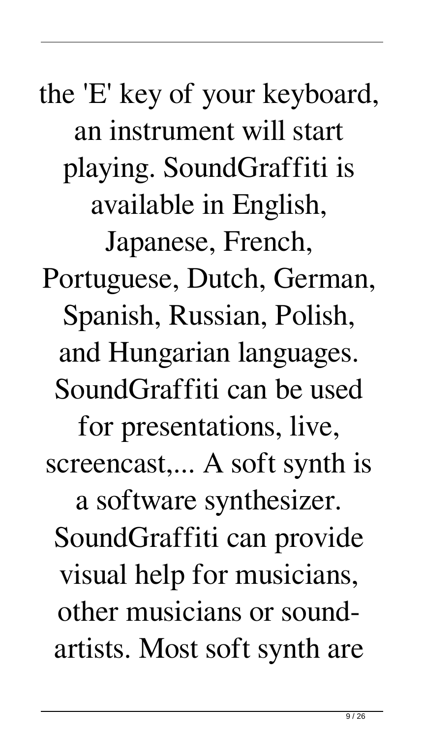the 'E' key of your keyboard, an instrument will start playing. SoundGraffiti is available in English, Japanese, French, Portuguese, Dutch, German, Spanish, Russian, Polish, and Hungarian languages. SoundGraffiti can be used for presentations, live, screencast,... A soft synth is a software synthesizer. SoundGraffiti can provide visual help for musicians, other musicians or sound-artists. Most soft synth are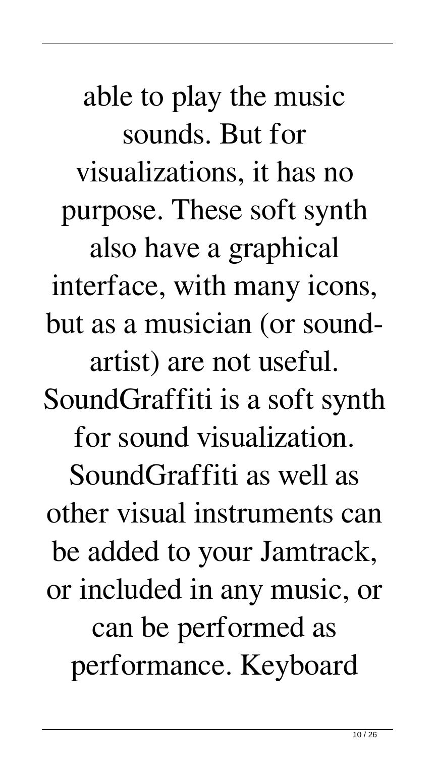able to play the music sounds. But for visualizations, it has no purpose. These soft synth also have a graphical interface, with many icons, but as a musician (or sound-artist) are not useful. SoundGraffiti is a soft synth for sound visualization. SoundGraffiti as well as other visual instruments can be added to your Jamtrack, or included in any music, or can be performed as performance. Keyboard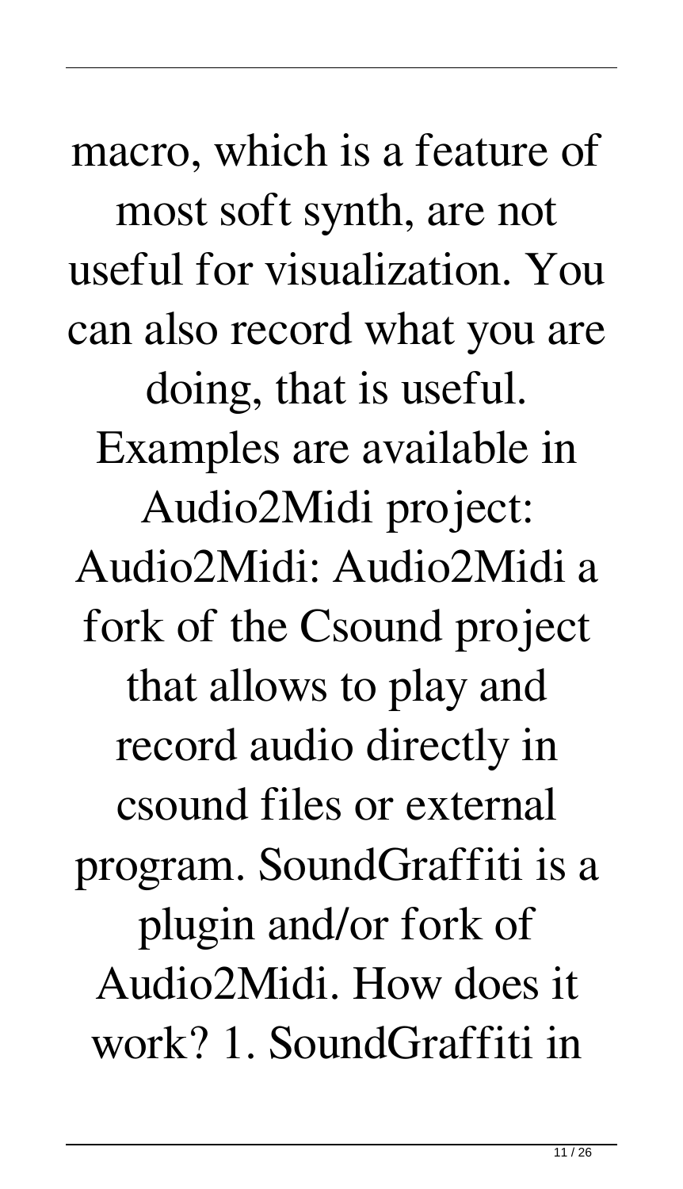macro, which is a feature of most soft synth, are not useful for visualization. You can also record what you are doing, that is useful. Examples are available in Audio2Midi project: Audio2Midi: Audio2Midi a fork of the Csound project that allows to play and record audio directly in csound files or external program. SoundGraffiti is a plugin and/or fork of Audio2Midi. How does it work? 1. SoundGraffiti in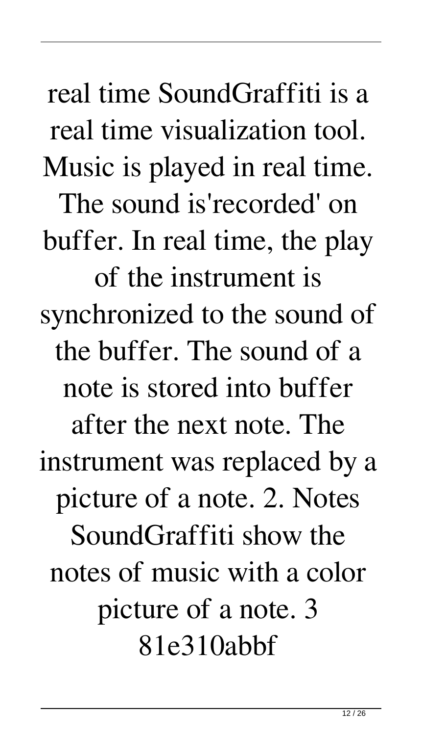real time SoundGraffiti is a real time visualization tool. Music is played in real time. The sound is'recorded' on buffer. In real time, the play of the instrument is synchronized to the sound of the buffer. The sound of a note is stored into buffer after the next note. The instrument was replaced by a picture of a note. 2. Notes SoundGraffiti show the notes of music with a color picture of a note. 3 81e310abbf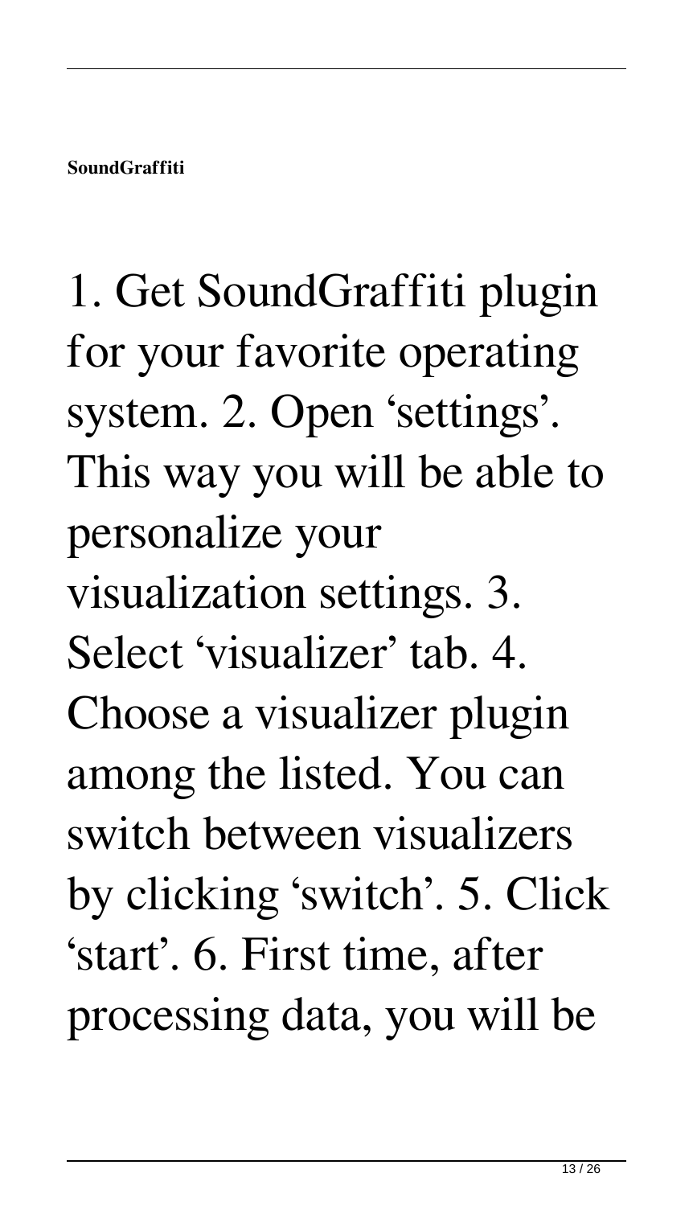1. Get SoundGraffiti plugin for your favorite operating system. 2. Open 'settings'. This way you will be able to personalize your visualization settings. 3. Select 'visualizer' tab. 4. Choose a visualizer plugin among the listed. You can switch between visualizers by clicking 'switch'. 5. Click 'start'. 6. First time, after processing data, you will be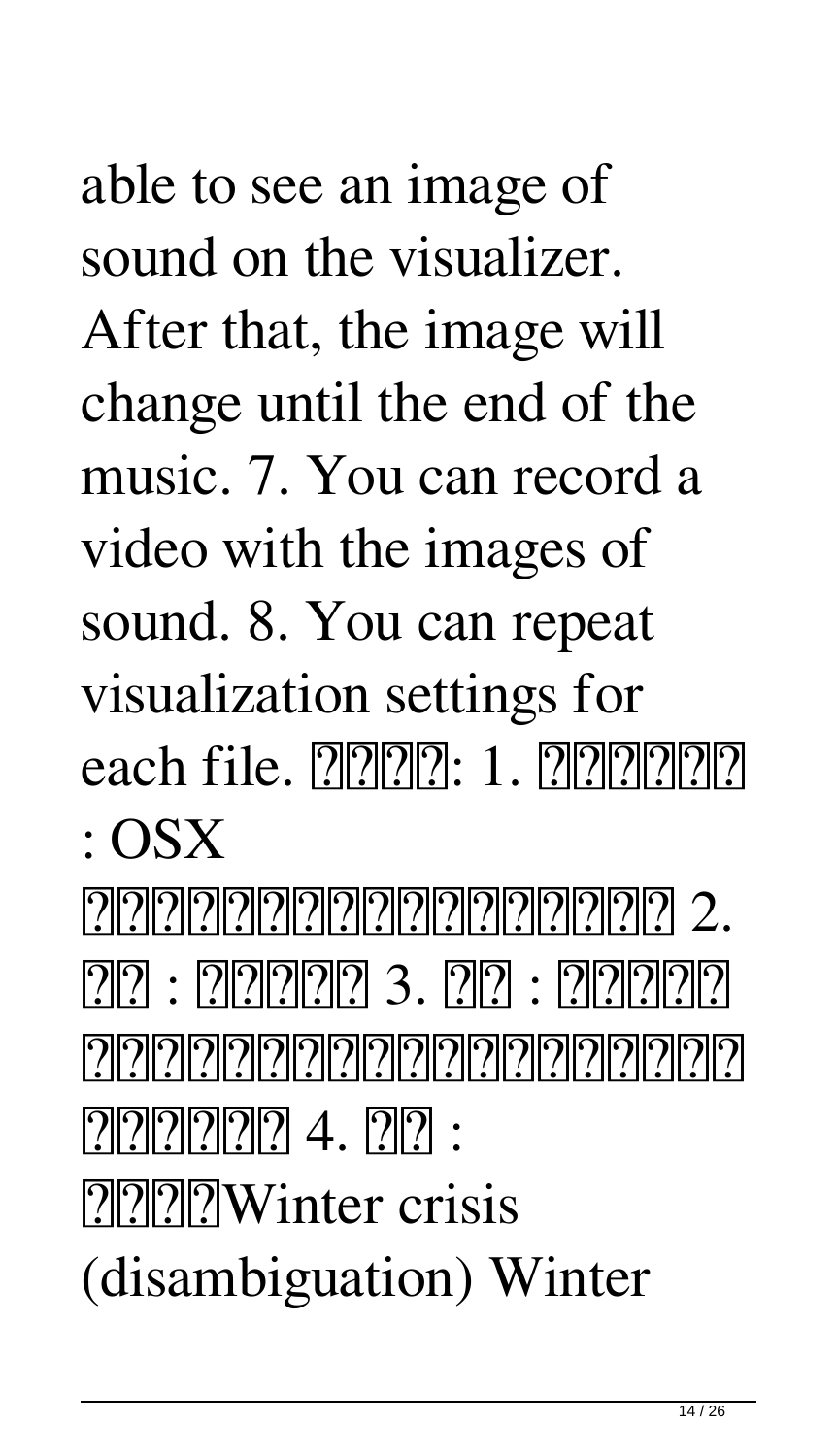able to see an image of sound on the visualizer. After that, the image will change until the end of the music. 7. You can record a video with the images of sound. 8. You can repeat visualization settings for each file. ????: 1. ?????? : OSX ??????????????????? 2. ?? : ????? 3. ?? : ????? ????????????????????? ?????? 4. ?? : ????Winter crisis (disambiguation) Winter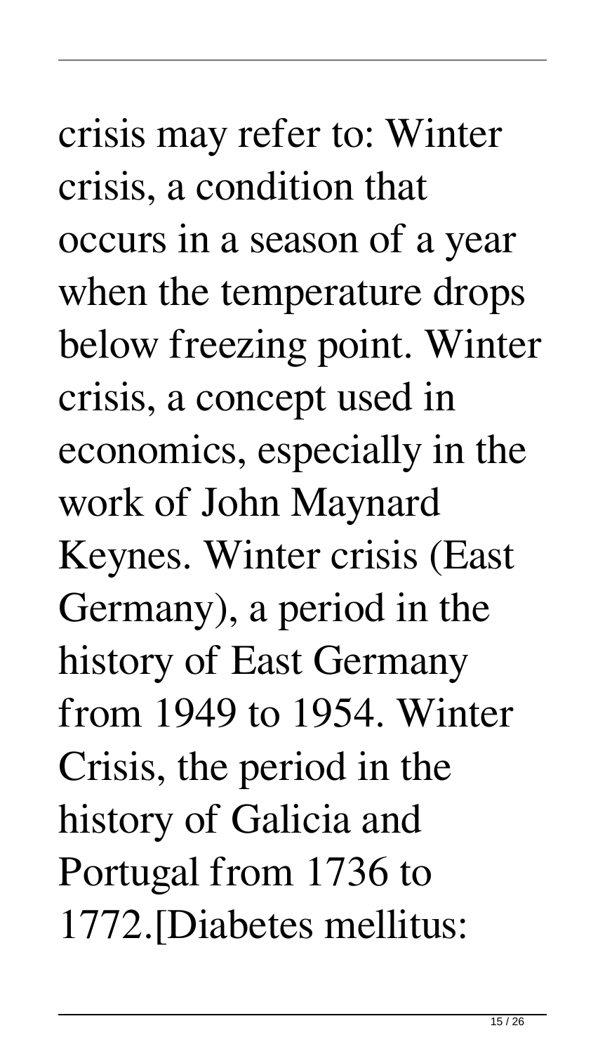crisis may refer to: Winter crisis, a condition that occurs in a season of a year when the temperature drops below freezing point. Winter crisis, a concept used in economics, especially in the work of John Maynard Keynes. Winter crisis (East Germany), a period in the history of East Germany from 1949 to 1954. Winter Crisis, the period in the history of Galicia and Portugal from 1736 to 1772.[Diabetes mellitus: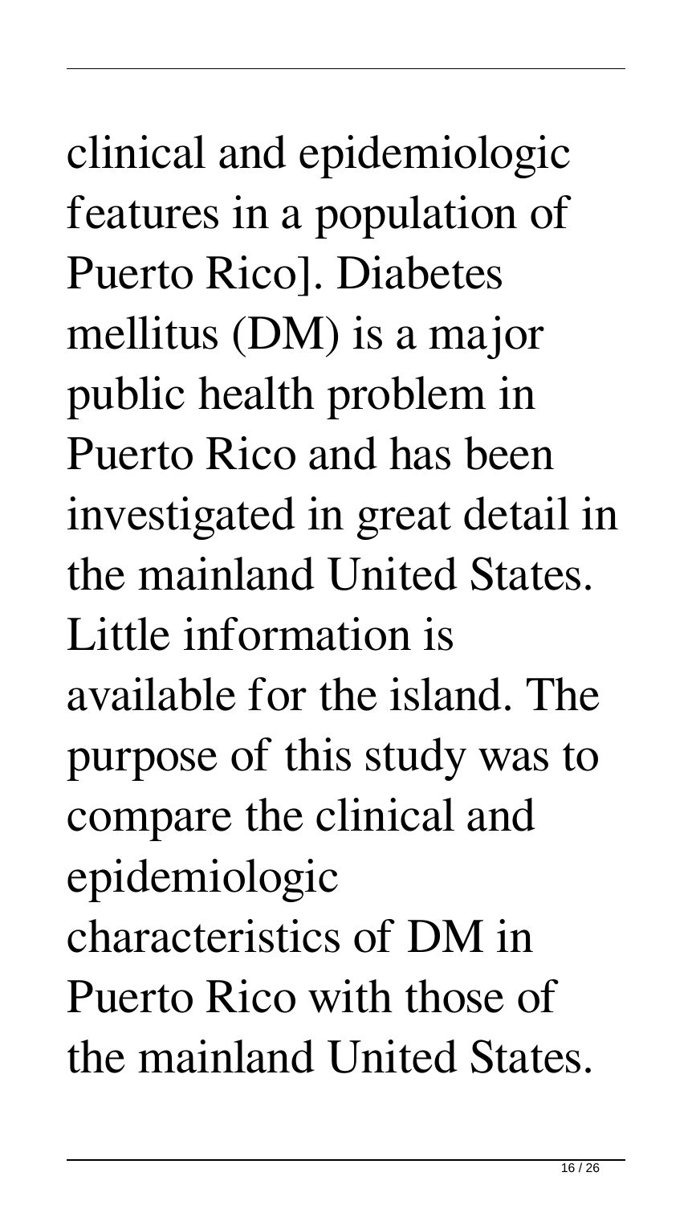clinical and epidemiologic features in a population of Puerto Rico]. Diabetes mellitus (DM) is a major public health problem in Puerto Rico and has been investigated in great detail in the mainland United States. Little information is available for the island. The purpose of this study was to compare the clinical and epidemiologic characteristics of DM in Puerto Rico with those of the mainland United States.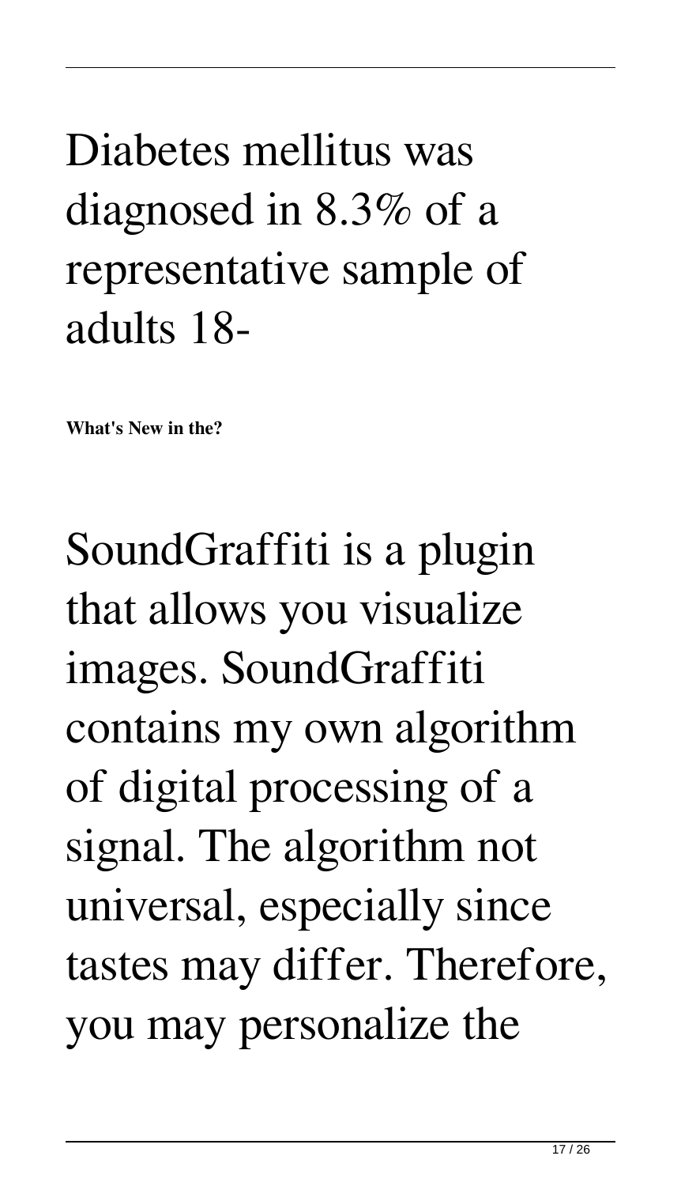Diabetes mellitus was diagnosed in 8.3% of a representative sample of adults 18-

**What's New in the?**

SoundGraffiti is a plugin that allows you visualize images. SoundGraffiti contains my own algorithm of digital processing of a signal. The algorithm not universal, especially since tastes may differ. Therefore, you may personalize the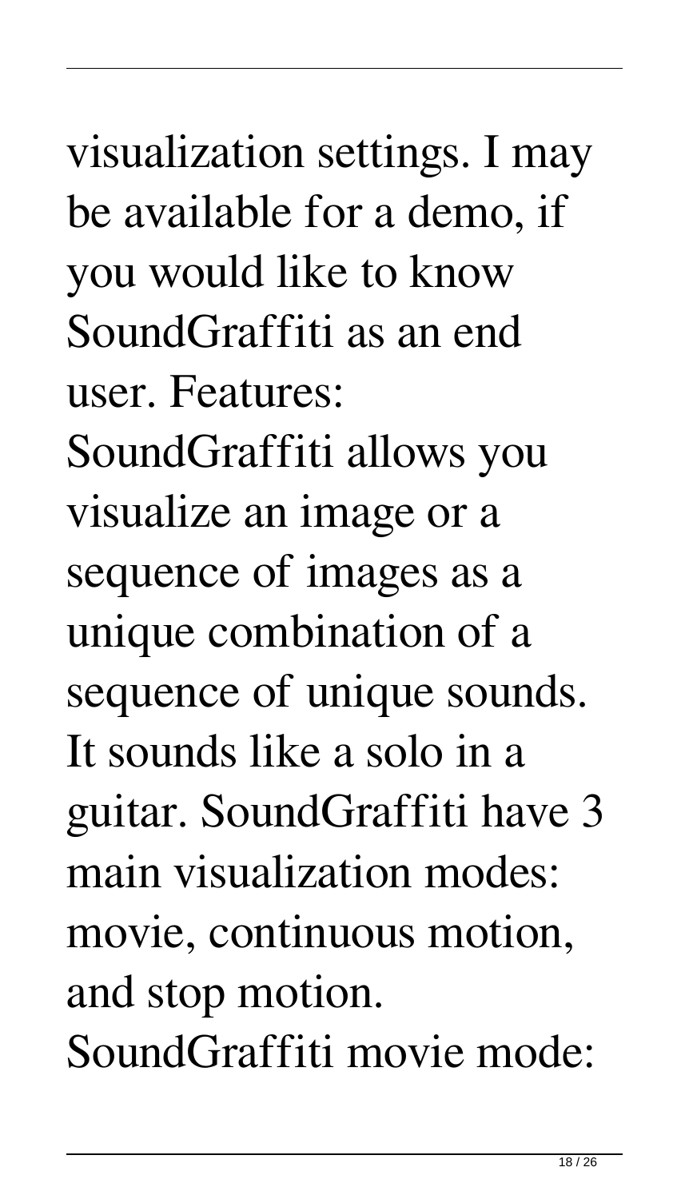visualization settings. I may be available for a demo, if you would like to know SoundGraffiti as an end user. Features: SoundGraffiti allows you visualize an image or a sequence of images as a unique combination of a sequence of unique sounds. It sounds like a solo in a guitar. SoundGraffiti have 3 main visualization modes: movie, continuous motion, and stop motion. SoundGraffiti movie mode: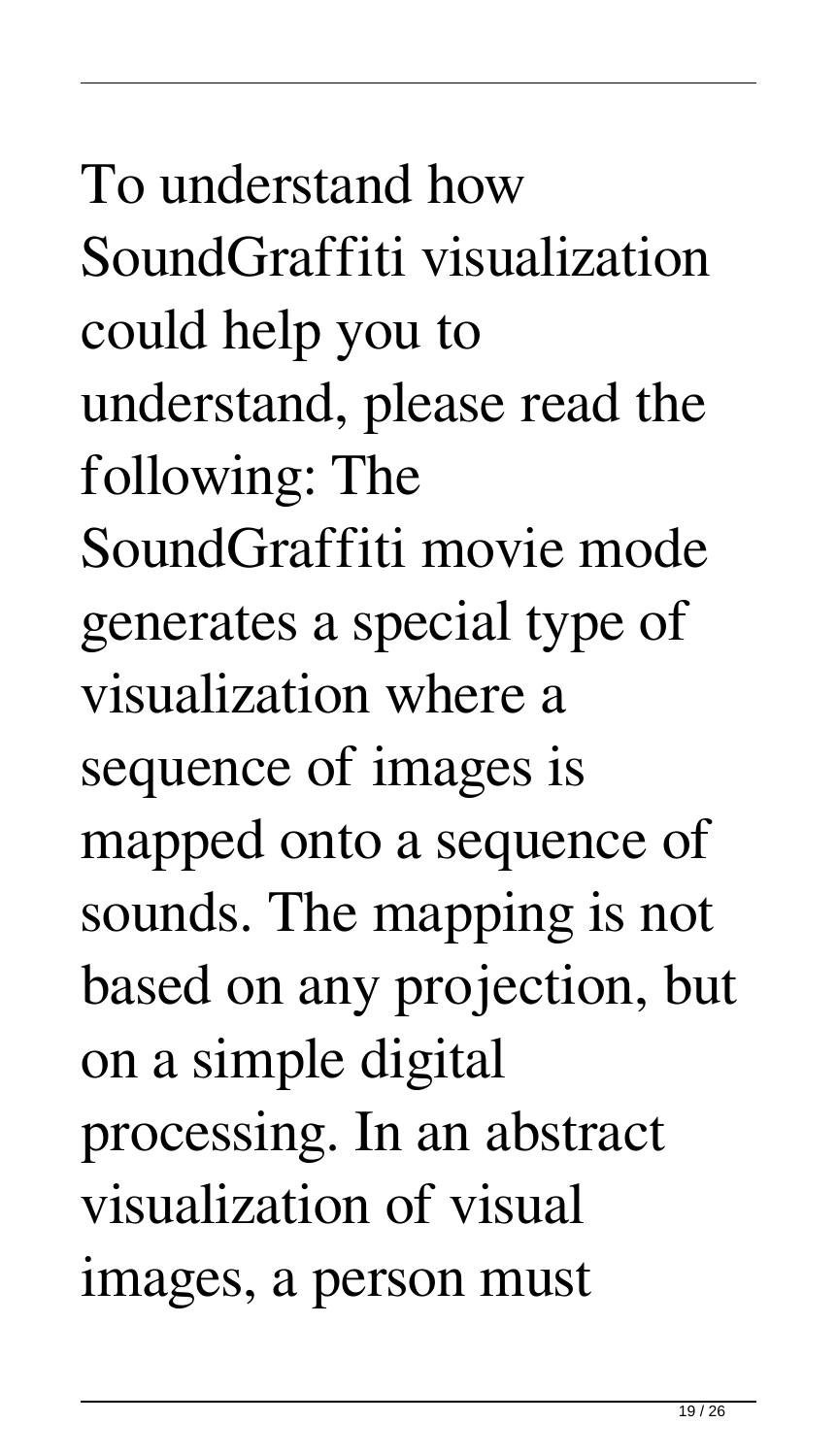To understand how SoundGraffiti visualization could help you to understand, please read the following: The SoundGraffiti movie mode generates a special type of visualization where a sequence of images is mapped onto a sequence of sounds. The mapping is not based on any projection, but on a simple digital processing. In an abstract visualization of visual images, a person must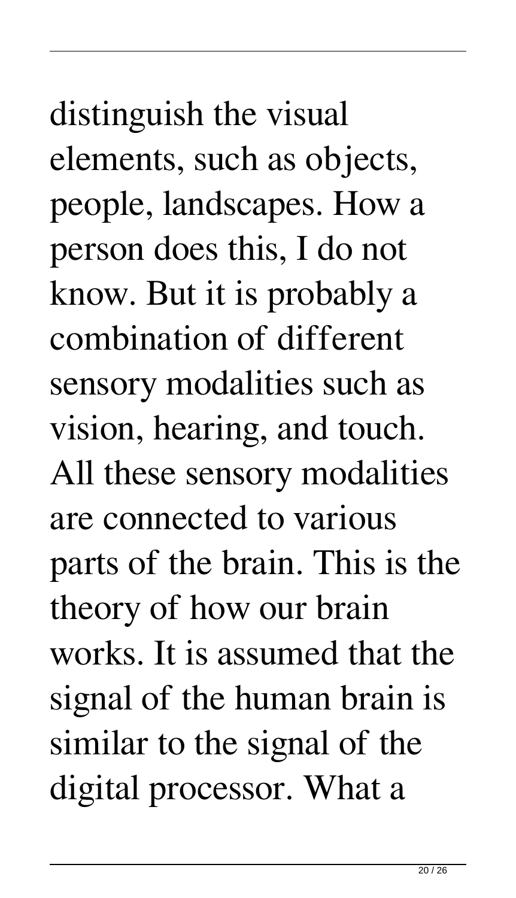distinguish the visual elements, such as objects, people, landscapes. How a person does this, I do not know. But it is probably a combination of different sensory modalities such as vision, hearing, and touch. All these sensory modalities are connected to various parts of the brain. This is the theory of how our brain works. It is assumed that the signal of the human brain is similar to the signal of the digital processor. What a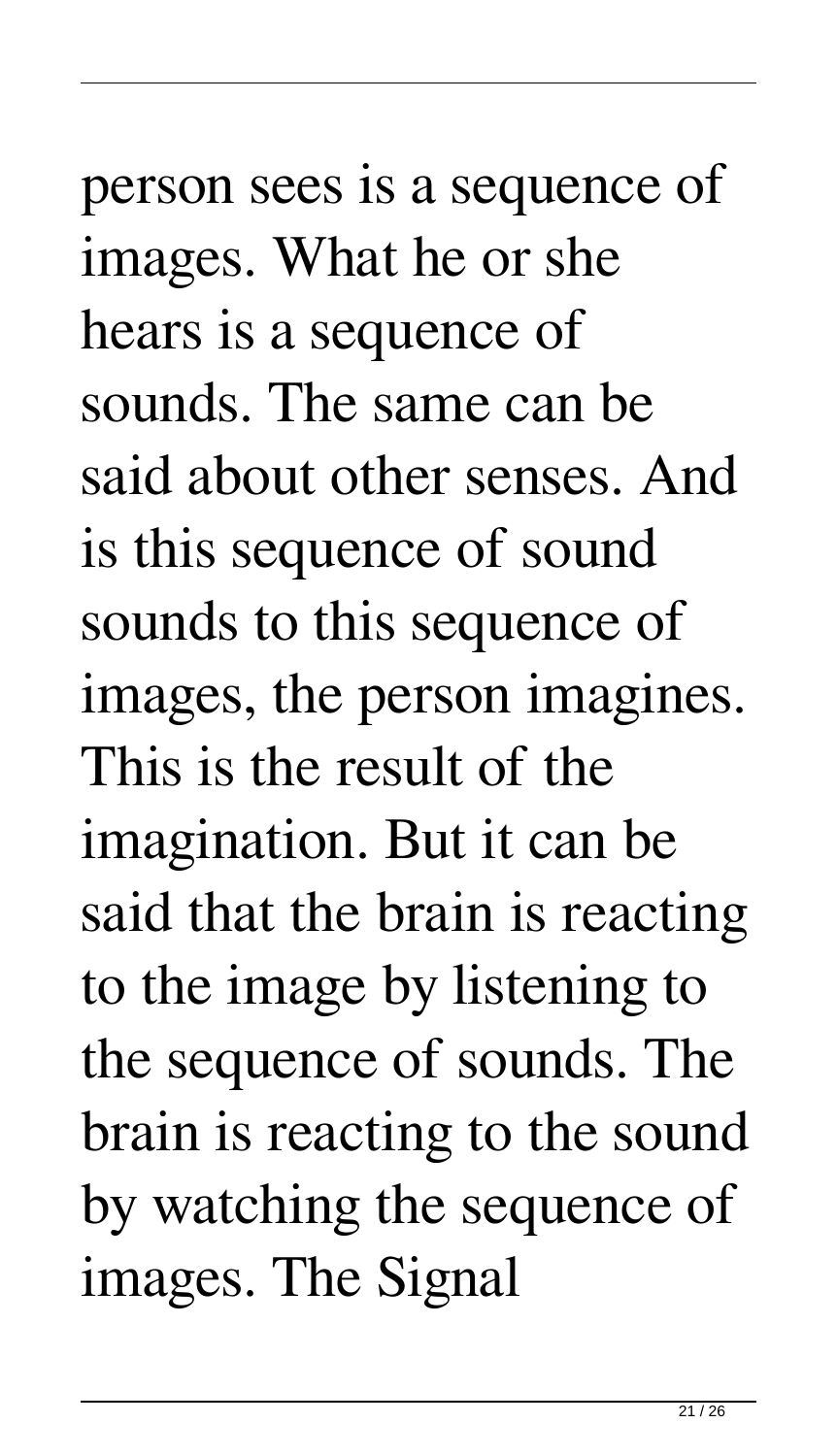person sees is a sequence of images. What he or she hears is a sequence of sounds. The same can be said about other senses. And is this sequence of sound sounds to this sequence of images, the person imagines. This is the result of the imagination. But it can be said that the brain is reacting to the image by listening to the sequence of sounds. The brain is reacting to the sound by watching the sequence of images. The Signal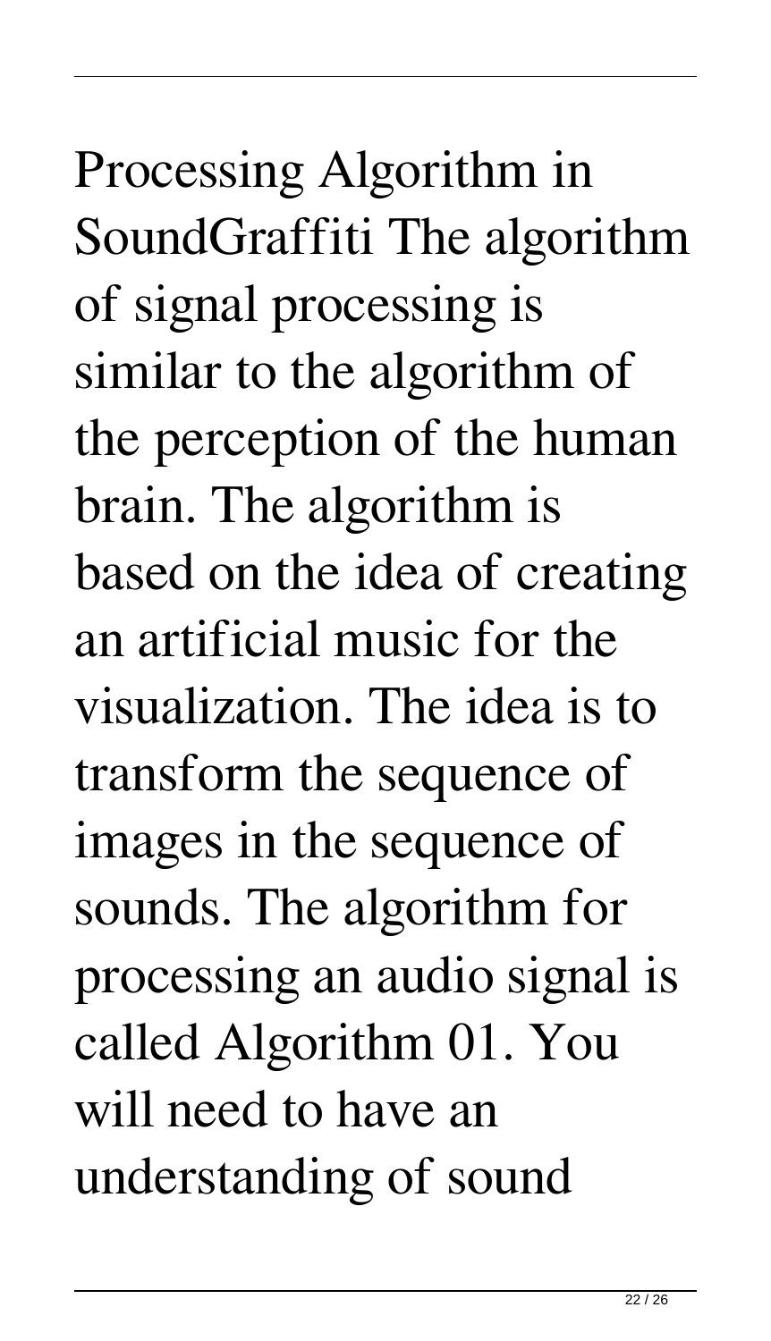Processing Algorithm in SoundGraffiti The algorithm of signal processing is similar to the algorithm of the perception of the human brain. The algorithm is based on the idea of creating an artificial music for the visualization. The idea is to transform the sequence of images in the sequence of sounds. The algorithm for processing an audio signal is called Algorithm 01. You will need to have an understanding of sound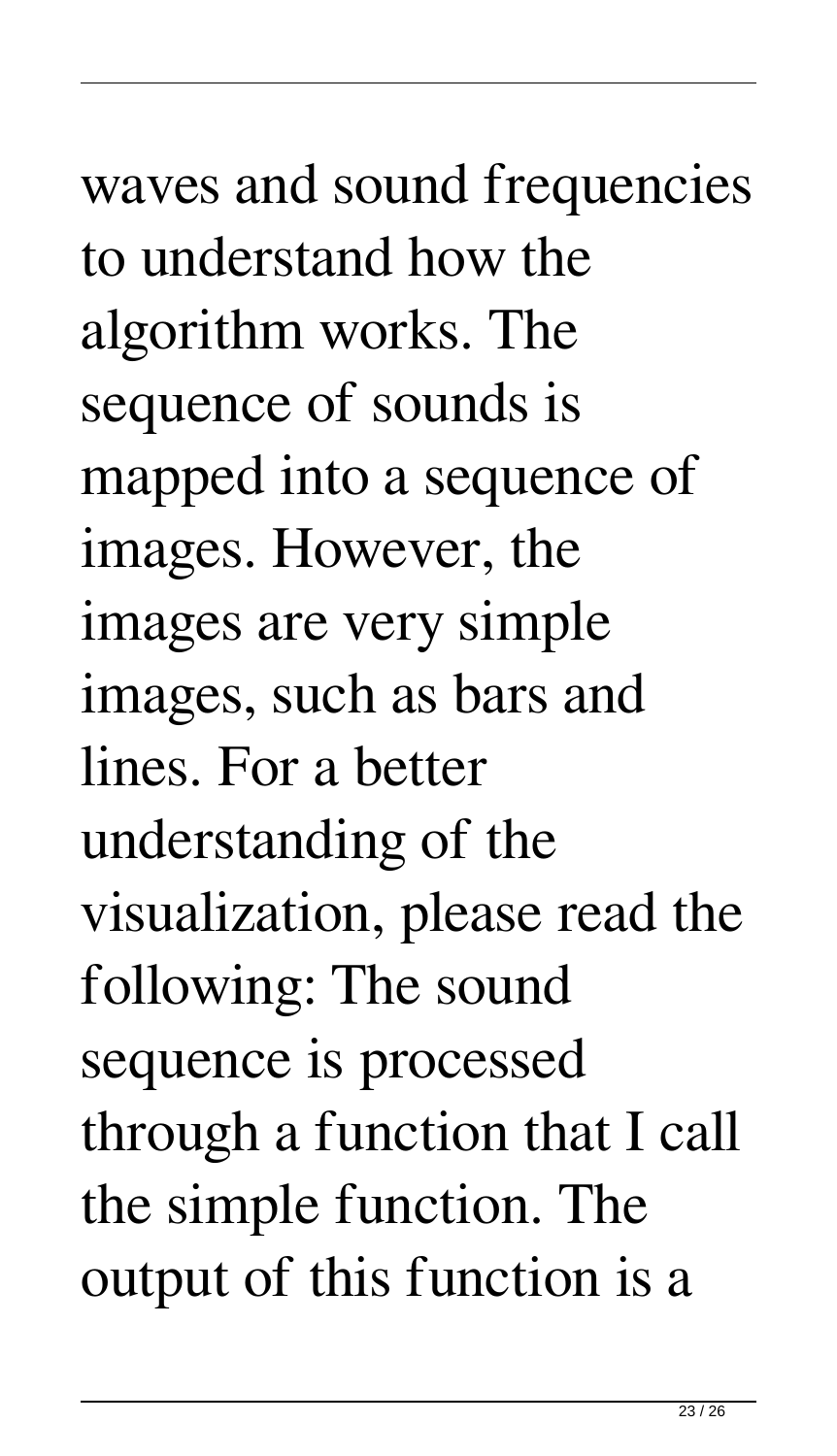waves and sound frequencies to understand how the algorithm works. The sequence of sounds is mapped into a sequence of images. However, the images are very simple images, such as bars and lines. For a better understanding of the visualization, please read the following: The sound sequence is processed through a function that I call the simple function. The output of this function is a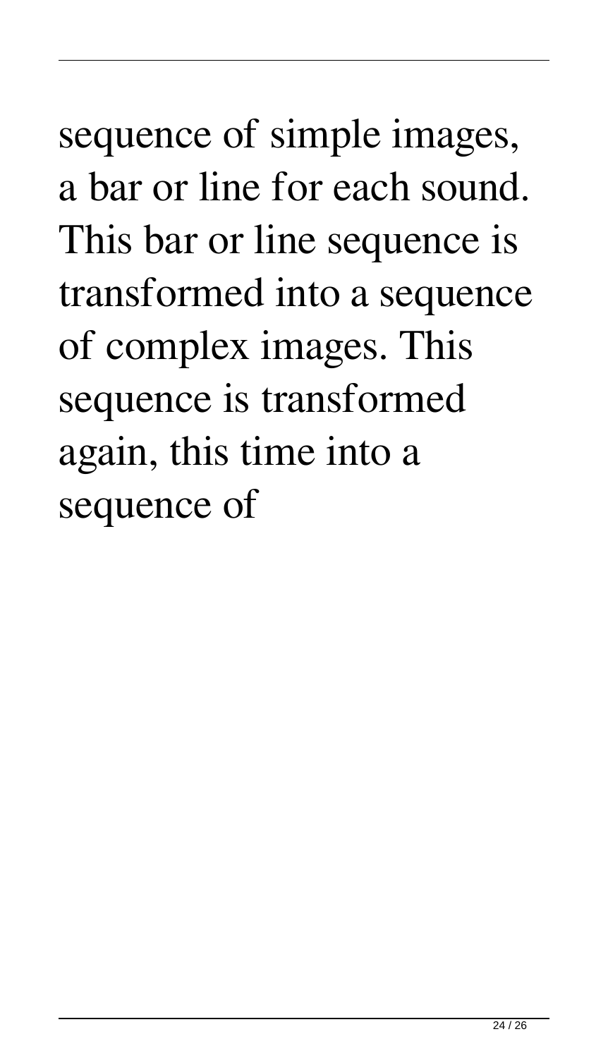sequence of simple images, a bar or line for each sound. This bar or line sequence is transformed into a sequence of complex images. This sequence is transformed again, this time into a sequence of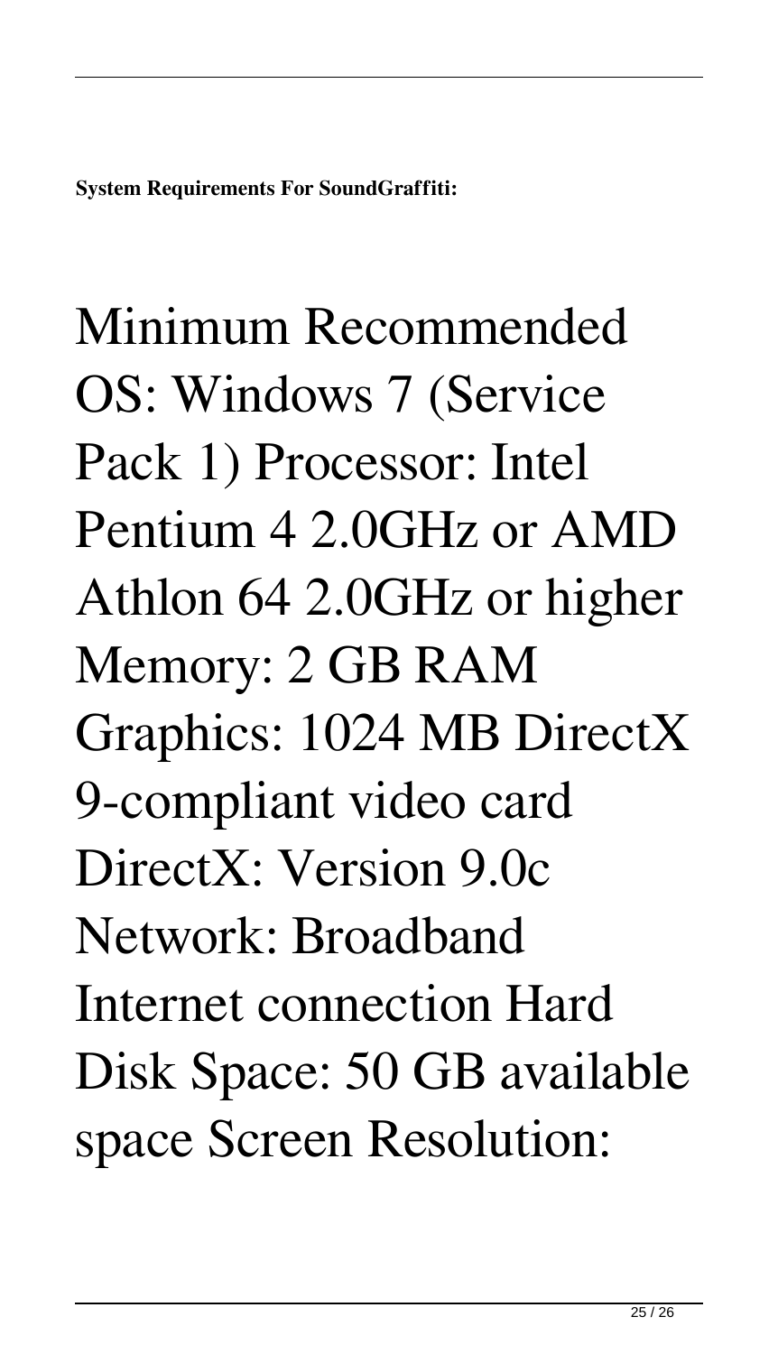**System Requirements For SoundGraffiti:**

Minimum Recommended OS: Windows 7 (Service Pack 1) Processor: Intel Pentium 4 2.0GHz or AMD Athlon 64 2.0GHz or higher Memory: 2 GB RAM Graphics: 1024 MB DirectX 9-compliant video card DirectX: Version 9.0c Network: Broadband Internet connection Hard Disk Space: 50 GB available space Screen Resolution: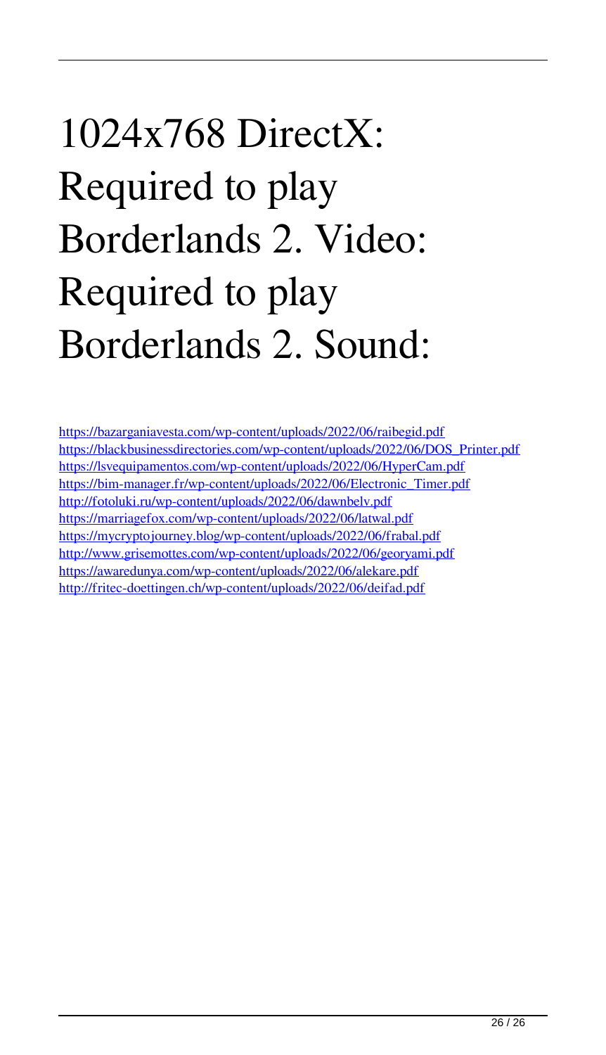# 1024x768 DirectX: Required to play Borderlands 2. Video: Required to play Borderlands 2. Sound:

https://bazarganiavesta.com/wp-content/uploads/2022/06/raibegid.pdf
https://blackbusinessdirectories.com/wp-content/uploads/2022/06/DOS_Printer.pdf
https://lsvequipamentos.com/wp-content/uploads/2022/06/HyperCam.pdf
https://bim-manager.fr/wp-content/uploads/2022/06/Electronic_Timer.pdf
http://fotoluki.ru/wp-content/uploads/2022/06/dawnbelv.pdf
https://marriagefox.com/wp-content/uploads/2022/06/latwal.pdf
https://mycryptojourney.blog/wp-content/uploads/2022/06/frabal.pdf
http://www.grisemottes.com/wp-content/uploads/2022/06/georyami.pdf
https://awaredunya.com/wp-content/uploads/2022/06/alekare.pdf
http://fritec-doettingen.ch/wp-content/uploads/2022/06/deifad.pdf